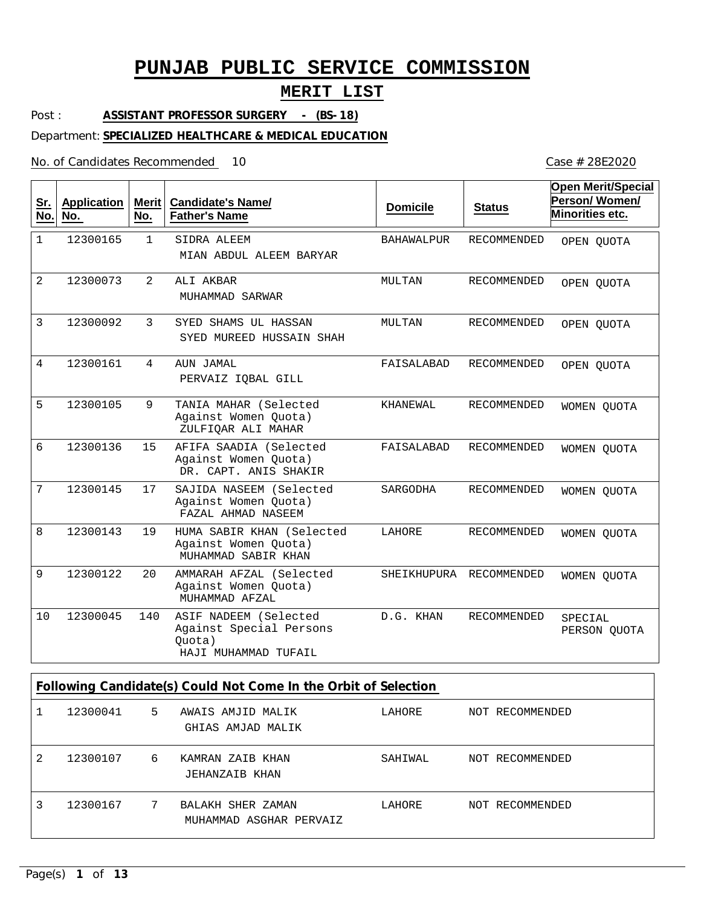# PUNJAB PUBLIC SERVICE COMMISSION

## MERIT LIST

Post : **ASSISTANT PROFESSOR SURGERY - (BS-18)**

Department: **SPECIALIZED HEALTHCARE & MEDICAL EDUCATION**

No. of Candidates Recommended 10

Case # 28E2020

| Sr. No. | Application No. | Merit No. | Candidate's Name/ Father's Name | Domicile | Status | Open Merit/Special Person/ Women/ Minorities etc. |
|---|---|---|---|---|---|---|
| 1 | 12300165 | 1 | SIDRA ALEEM<br>MIAN ABDUL ALEEM BARYAR | BAHAWALPUR | RECOMMENDED | OPEN QUOTA |
| 2 | 12300073 | 2 | ALI AKBAR<br>MUHAMMAD SARWAR | MULTAN | RECOMMENDED | OPEN QUOTA |
| 3 | 12300092 | 3 | SYED SHAMS UL HASSAN<br>SYED MUREED HUSSAIN SHAH | MULTAN | RECOMMENDED | OPEN QUOTA |
| 4 | 12300161 | 4 | AUN JAMAL<br>PERVAIZ IQBAL GILL | FAISALABAD | RECOMMENDED | OPEN QUOTA |
| 5 | 12300105 | 9 | TANIA MAHAR (Selected Against Women Quota)<br>ZULFIQAR ALI MAHAR | KHANEWAL | RECOMMENDED | WOMEN QUOTA |
| 6 | 12300136 | 15 | AFIFA SAADIA (Selected Against Women Quota)<br>DR. CAPT. ANIS SHAKIR | FAISALABAD | RECOMMENDED | WOMEN QUOTA |
| 7 | 12300145 | 17 | SAJIDA NASEEM (Selected Against Women Quota)<br>FAZAL AHMAD NASEEM | SARGODHA | RECOMMENDED | WOMEN QUOTA |
| 8 | 12300143 | 19 | HUMA SABIR KHAN (Selected Against Women Quota)<br>MUHAMMAD SABIR KHAN | LAHORE | RECOMMENDED | WOMEN QUOTA |
| 9 | 12300122 | 20 | AMMARAH AFZAL (Selected Against Women Quota)<br>MUHAMMAD AFZAL | SHEIKHUPURA | RECOMMENDED | WOMEN QUOTA |
| 10 | 12300045 | 140 | ASIF NADEEM (Selected Against Special Persons Quota)<br>HAJI MUHAMMAD TUFAIL | D.G. KHAN | RECOMMENDED | SPECIAL PERSON QUOTA |

**Following Candidate(s) Could Not Come In the Orbit of Selection**

| Sr. No. | Application No. | Merit No. | Candidate's Name/ Father's Name | Domicile | Status |
|---|---|---|---|---|---|
| 1 | 12300041 | 5 | AWAIS AMJID MALIK<br>GHIAS AMJAD MALIK | LAHORE | NOT RECOMMENDED |
| 2 | 12300107 | 6 | KAMRAN ZAIB KHAN<br>JEHANZAIB KHAN | SAHIWAL | NOT RECOMMENDED |
| 3 | 12300167 | 7 | BALAKH SHER ZAMAN<br>MUHAMMAD ASGHAR PERVAIZ | LAHORE | NOT RECOMMENDED |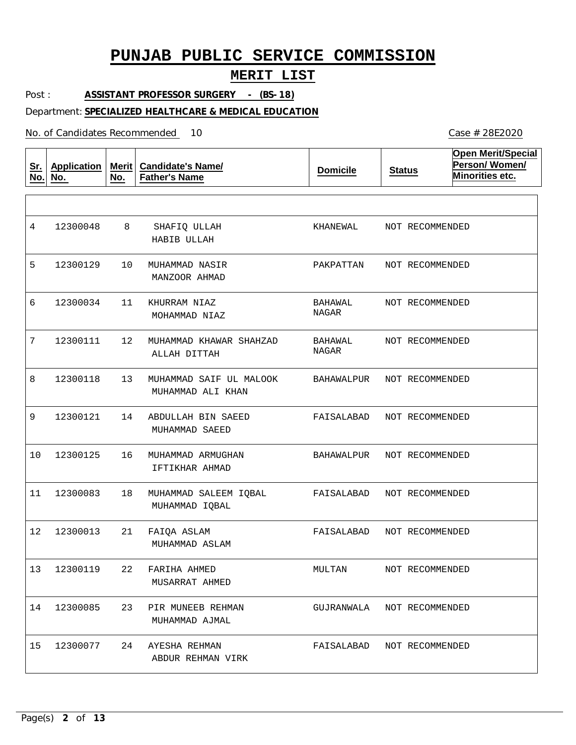# PUNJAB PUBLIC SERVICE COMMISSION

## MERIT LIST

Post : **ASSISTANT PROFESSOR SURGERY - (BS-18)**

Department: **SPECIALIZED HEALTHCARE & MEDICAL EDUCATION**

No. of Candidates Recommended 10

Case # 28E2020

| Sr. No. | Application No. | Merit No. | Candidate's Name/ Father's Name | Domicile | Status | Open Merit/Special Person/ Women/ Minorities etc. |
|---|---|---|---|---|---|---|
| 4 | 12300048 | 8 | SHAFIQ ULLAH<br>HABIB ULLAH | KHANEWAL | NOT RECOMMENDED | |
| 5 | 12300129 | 10 | MUHAMMAD NASIR<br>MANZOOR AHMAD | PAKPATTAN | NOT RECOMMENDED | |
| 6 | 12300034 | 11 | KHURRAM NIAZ<br>MOHAMMAD NIAZ | BAHAWAL NAGAR | NOT RECOMMENDED | |
| 7 | 12300111 | 12 | MUHAMMAD KHAWAR SHAHZAD<br>ALLAH DITTAH | BAHAWAL NAGAR | NOT RECOMMENDED | |
| 8 | 12300118 | 13 | MUHAMMAD SAIF UL MALOOK<br>MUHAMMAD ALI KHAN | BAHAWALPUR | NOT RECOMMENDED | |
| 9 | 12300121 | 14 | ABDULLAH BIN SAEED<br>MUHAMMAD SAEED | FAISALABAD | NOT RECOMMENDED | |
| 10 | 12300125 | 16 | MUHAMMAD ARMUGHAN<br>IFTIKHAR AHMAD | BAHAWALPUR | NOT RECOMMENDED | |
| 11 | 12300083 | 18 | MUHAMMAD SALEEM IQBAL<br>MUHAMMAD IQBAL | FAISALABAD | NOT RECOMMENDED | |
| 12 | 12300013 | 21 | FAIQA ASLAM<br>MUHAMMAD ASLAM | FAISALABAD | NOT RECOMMENDED | |
| 13 | 12300119 | 22 | FARIHA AHMED<br>MUSARRAT AHMED | MULTAN | NOT RECOMMENDED | |
| 14 | 12300085 | 23 | PIR MUNEEB REHMAN<br>MUHAMMAD AJMAL | GUJRANWALA | NOT RECOMMENDED | |
| 15 | 12300077 | 24 | AYESHA REHMAN<br>ABDUR REHMAN VIRK | FAISALABAD | NOT RECOMMENDED | |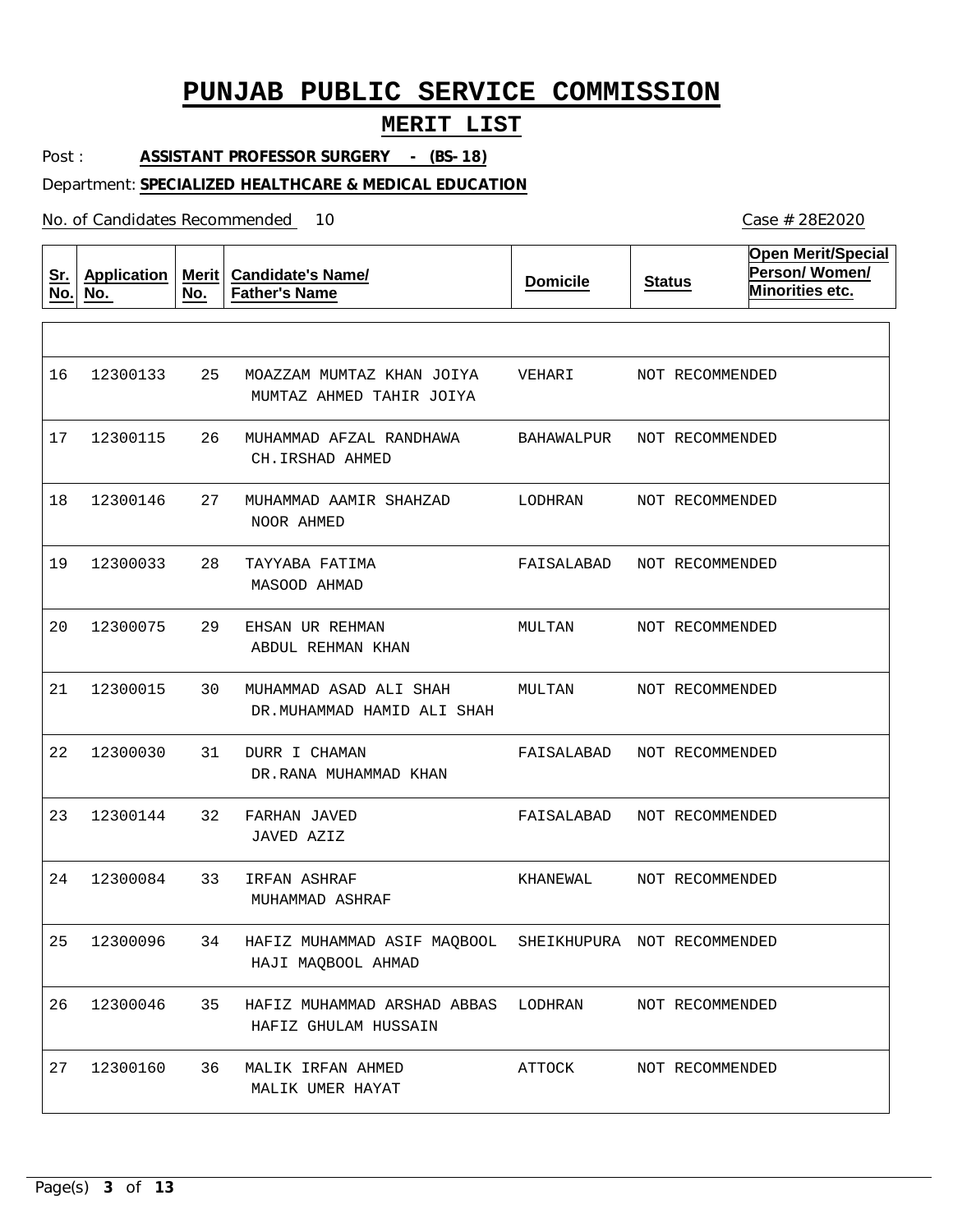# PUNJAB PUBLIC SERVICE COMMISSION

## MERIT LIST

Post : **ASSISTANT PROFESSOR SURGERY - (BS-18)**

Department: **SPECIALIZED HEALTHCARE & MEDICAL EDUCATION**

No. of Candidates Recommended 10

Case # 28E2020

| Sr. No. | Application No. | Merit No. | Candidate's Name/ Father's Name | Domicile | Status | Open Merit/Special Person/ Women/ Minorities etc. |
|---|---|---|---|---|---|---|
| 16 | 12300133 | 25 | MOAZZAM MUMTAZ KHAN JOIYA<br>MUMTAZ AHMED TAHIR JOIYA | VEHARI | NOT RECOMMENDED | |
| 17 | 12300115 | 26 | MUHAMMAD AFZAL RANDHAWA<br>CH.IRSHAD AHMED | BAHAWALPUR | NOT RECOMMENDED | |
| 18 | 12300146 | 27 | MUHAMMAD AAMIR SHAHZAD<br>NOOR AHMED | LODHRAN | NOT RECOMMENDED | |
| 19 | 12300033 | 28 | TAYYABA FATIMA<br>MASOOD AHMAD | FAISALABAD | NOT RECOMMENDED | |
| 20 | 12300075 | 29 | EHSAN UR REHMAN<br>ABDUL REHMAN KHAN | MULTAN | NOT RECOMMENDED | |
| 21 | 12300015 | 30 | MUHAMMAD ASAD ALI SHAH<br>DR.MUHAMMAD HAMID ALI SHAH | MULTAN | NOT RECOMMENDED | |
| 22 | 12300030 | 31 | DURR I CHAMAN<br>DR.RANA MUHAMMAD KHAN | FAISALABAD | NOT RECOMMENDED | |
| 23 | 12300144 | 32 | FARHAN JAVED<br>JAVED AZIZ | FAISALABAD | NOT RECOMMENDED | |
| 24 | 12300084 | 33 | IRFAN ASHRAF<br>MUHAMMAD ASHRAF | KHANEWAL | NOT RECOMMENDED | |
| 25 | 12300096 | 34 | HAFIZ MUHAMMAD ASIF MAQBOOL<br>HAJI MAQBOOL AHMAD | SHEIKHUPURA | NOT RECOMMENDED | |
| 26 | 12300046 | 35 | HAFIZ MUHAMMAD ARSHAD ABBAS<br>HAFIZ GHULAM HUSSAIN | LODHRAN | NOT RECOMMENDED | |
| 27 | 12300160 | 36 | MALIK IRFAN AHMED<br>MALIK UMER HAYAT | ATTOCK | NOT RECOMMENDED | |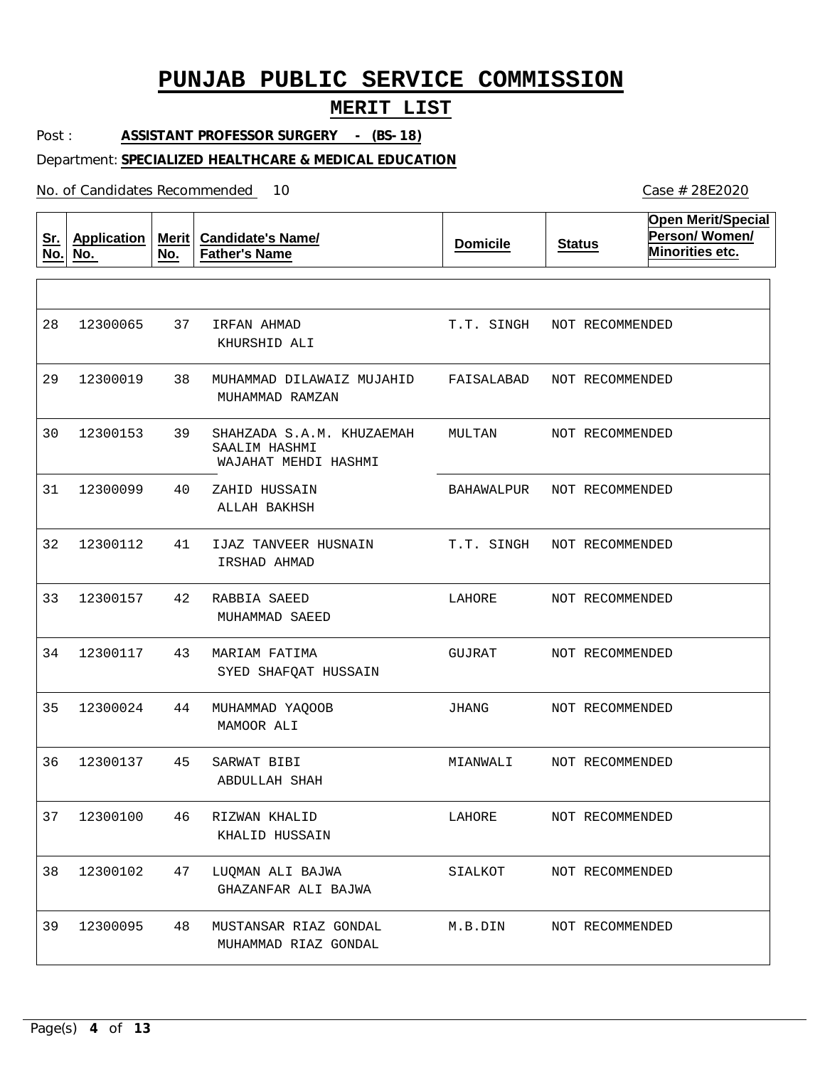# PUNJAB PUBLIC SERVICE COMMISSION

## MERIT LIST

Post : **ASSISTANT PROFESSOR SURGERY - (BS-18)**

Department: **SPECIALIZED HEALTHCARE & MEDICAL EDUCATION**

No. of Candidates Recommended 10

Case # 28E2020

| Sr. No. | Application No. | Merit No. | Candidate's Name/ Father's Name | Domicile | Status | Open Merit/Special Person/ Women/ Minorities etc. |
|---|---|---|---|---|---|---|
| 28 | 12300065 | 37 | IRFAN AHMAD<br>KHURSHID ALI | T.T. SINGH | NOT RECOMMENDED | |
| 29 | 12300019 | 38 | MUHAMMAD DILAWAIZ MUJAHID<br>MUHAMMAD RAMZAN | FAISALABAD | NOT RECOMMENDED | |
| 30 | 12300153 | 39 | SHAHZADA S.A.M. KHUZAEMAH SAALIM HASHMI<br>WAJAHAT MEHDI HASHMI | MULTAN | NOT RECOMMENDED | |
| 31 | 12300099 | 40 | ZAHID HUSSAIN<br>ALLAH BAKHSH | BAHAWALPUR | NOT RECOMMENDED | |
| 32 | 12300112 | 41 | IJAZ TANVEER HUSNAIN<br>IRSHAD AHMAD | T.T. SINGH | NOT RECOMMENDED | |
| 33 | 12300157 | 42 | RABBIA SAEED<br>MUHAMMAD SAEED | LAHORE | NOT RECOMMENDED | |
| 34 | 12300117 | 43 | MARIAM FATIMA<br>SYED SHAFQAT HUSSAIN | GUJRAT | NOT RECOMMENDED | |
| 35 | 12300024 | 44 | MUHAMMAD YAQOOB<br>MAMOOR ALI | JHANG | NOT RECOMMENDED | |
| 36 | 12300137 | 45 | SARWAT BIBI<br>ABDULLAH SHAH | MIANWALI | NOT RECOMMENDED | |
| 37 | 12300100 | 46 | RIZWAN KHALID<br>KHALID HUSSAIN | LAHORE | NOT RECOMMENDED | |
| 38 | 12300102 | 47 | LUQMAN ALI BAJWA<br>GHAZANFAR ALI BAJWA | SIALKOT | NOT RECOMMENDED | |
| 39 | 12300095 | 48 | MUSTANSAR RIAZ GONDAL<br>MUHAMMAD RIAZ GONDAL | M.B.DIN | NOT RECOMMENDED | |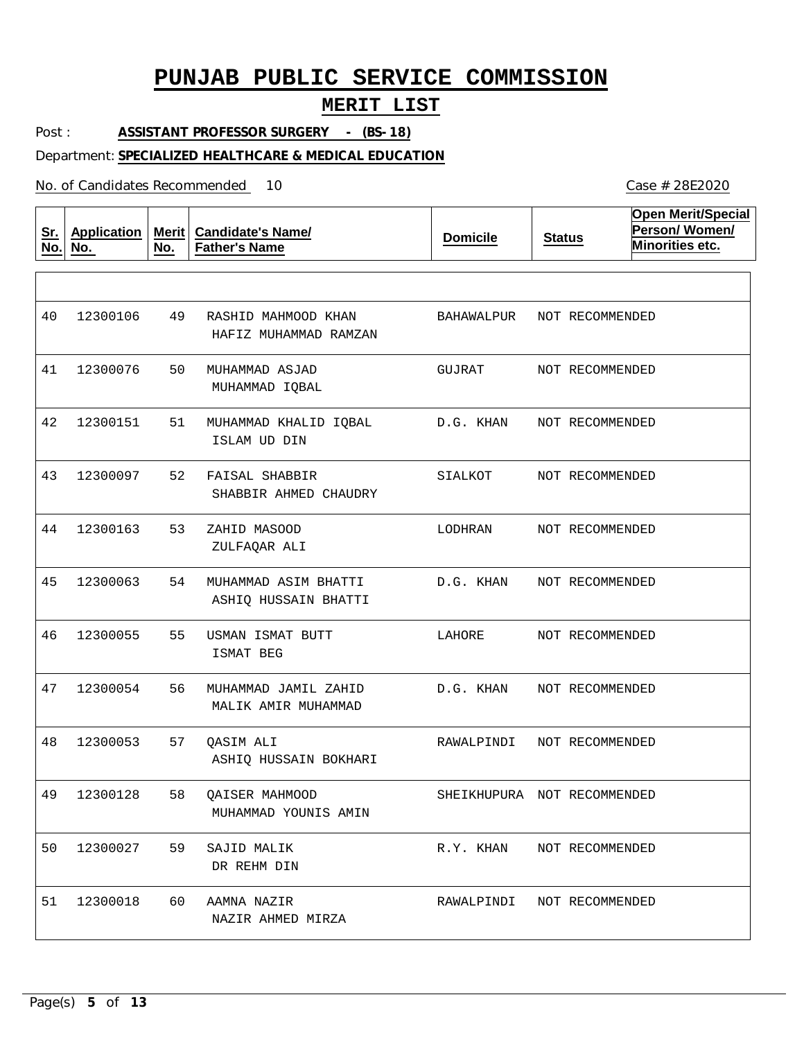# PUNJAB PUBLIC SERVICE COMMISSION

## MERIT LIST

Post : **ASSISTANT PROFESSOR SURGERY - (BS-18)**

Department: **SPECIALIZED HEALTHCARE & MEDICAL EDUCATION**

No. of Candidates Recommended 10

Case # 28E2020

| Sr. No. | Application No. | Merit No. | Candidate's Name/ Father's Name | Domicile | Status | Open Merit/Special Person/ Women/ Minorities etc. |
|---|---|---|---|---|---|---|
| 40 | 12300106 | 49 | RASHID MAHMOOD KHAN<br>HAFIZ MUHAMMAD RAMZAN | BAHAWALPUR | NOT RECOMMENDED | |
| 41 | 12300076 | 50 | MUHAMMAD ASJAD<br>MUHAMMAD IQBAL | GUJRAT | NOT RECOMMENDED | |
| 42 | 12300151 | 51 | MUHAMMAD KHALID IQBAL<br>ISLAM UD DIN | D.G. KHAN | NOT RECOMMENDED | |
| 43 | 12300097 | 52 | FAISAL SHABBIR<br>SHABBIR AHMED CHAUDRY | SIALKOT | NOT RECOMMENDED | |
| 44 | 12300163 | 53 | ZAHID MASOOD<br>ZULFAQAR ALI | LODHRAN | NOT RECOMMENDED | |
| 45 | 12300063 | 54 | MUHAMMAD ASIM BHATTI<br>ASHIQ HUSSAIN BHATTI | D.G. KHAN | NOT RECOMMENDED | |
| 46 | 12300055 | 55 | USMAN ISMAT BUTT<br>ISMAT BEG | LAHORE | NOT RECOMMENDED | |
| 47 | 12300054 | 56 | MUHAMMAD JAMIL ZAHID<br>MALIK AMIR MUHAMMAD | D.G. KHAN | NOT RECOMMENDED | |
| 48 | 12300053 | 57 | QASIM ALI<br>ASHIQ HUSSAIN BOKHARI | RAWALPINDI | NOT RECOMMENDED | |
| 49 | 12300128 | 58 | QAISER MAHMOOD<br>MUHAMMAD YOUNIS AMIN | SHEIKHUPURA | NOT RECOMMENDED | |
| 50 | 12300027 | 59 | SAJID MALIK<br>DR REHM DIN | R.Y. KHAN | NOT RECOMMENDED | |
| 51 | 12300018 | 60 | AAMNA NAZIR<br>NAZIR AHMED MIRZA | RAWALPINDI | NOT RECOMMENDED | |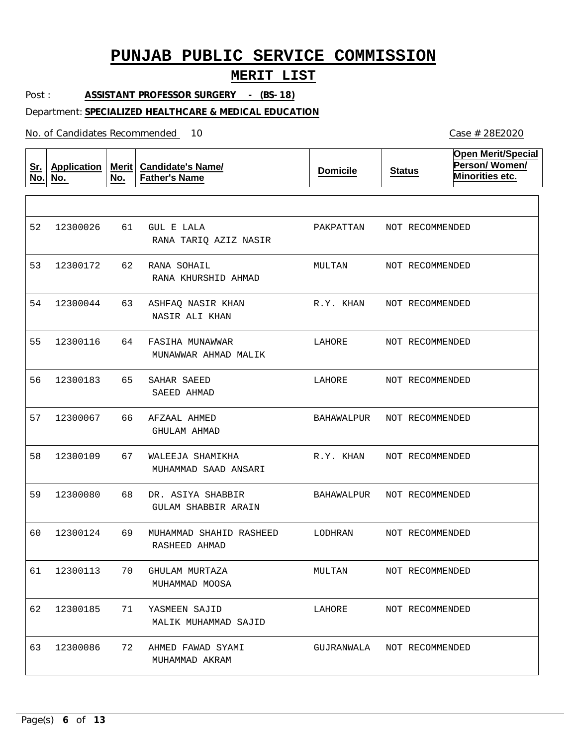# PUNJAB PUBLIC SERVICE COMMISSION

## MERIT LIST

Post : **ASSISTANT PROFESSOR SURGERY - (BS-18)**

Department: **SPECIALIZED HEALTHCARE & MEDICAL EDUCATION**

No. of Candidates Recommended 10

Case # 28E2020

| Sr. No. | Application No. | Merit No. | Candidate's Name/ Father's Name | Domicile | Status | Open Merit/Special Person/ Women/ Minorities etc. |
|---|---|---|---|---|---|---|
| 52 | 12300026 | 61 | GUL E LALA<br>RANA TARIQ AZIZ NASIR | PAKPATTAN | NOT RECOMMENDED | |
| 53 | 12300172 | 62 | RANA SOHAIL<br>RANA KHURSHID AHMAD | MULTAN | NOT RECOMMENDED | |
| 54 | 12300044 | 63 | ASHFAQ NASIR KHAN<br>NASIR ALI KHAN | R.Y. KHAN | NOT RECOMMENDED | |
| 55 | 12300116 | 64 | FASIHA MUNAWWAR<br>MUNAWWAR AHMAD MALIK | LAHORE | NOT RECOMMENDED | |
| 56 | 12300183 | 65 | SAHAR SAEED<br>SAEED AHMAD | LAHORE | NOT RECOMMENDED | |
| 57 | 12300067 | 66 | AFZAAL AHMED<br>GHULAM AHMAD | BAHAWALPUR | NOT RECOMMENDED | |
| 58 | 12300109 | 67 | WALEEJA SHAMIKHA<br>MUHAMMAD SAAD ANSARI | R.Y. KHAN | NOT RECOMMENDED | |
| 59 | 12300080 | 68 | DR. ASIYA SHABBIR<br>GULAM SHABBIR ARAIN | BAHAWALPUR | NOT RECOMMENDED | |
| 60 | 12300124 | 69 | MUHAMMAD SHAHID RASHEED<br>RASHEED AHMAD | LODHRAN | NOT RECOMMENDED | |
| 61 | 12300113 | 70 | GHULAM MURTAZA<br>MUHAMMAD MOOSA | MULTAN | NOT RECOMMENDED | |
| 62 | 12300185 | 71 | YASMEEN SAJID<br>MALIK MUHAMMAD SAJID | LAHORE | NOT RECOMMENDED | |
| 63 | 12300086 | 72 | AHMED FAWAD SYAMI<br>MUHAMMAD AKRAM | GUJRANWALA | NOT RECOMMENDED | |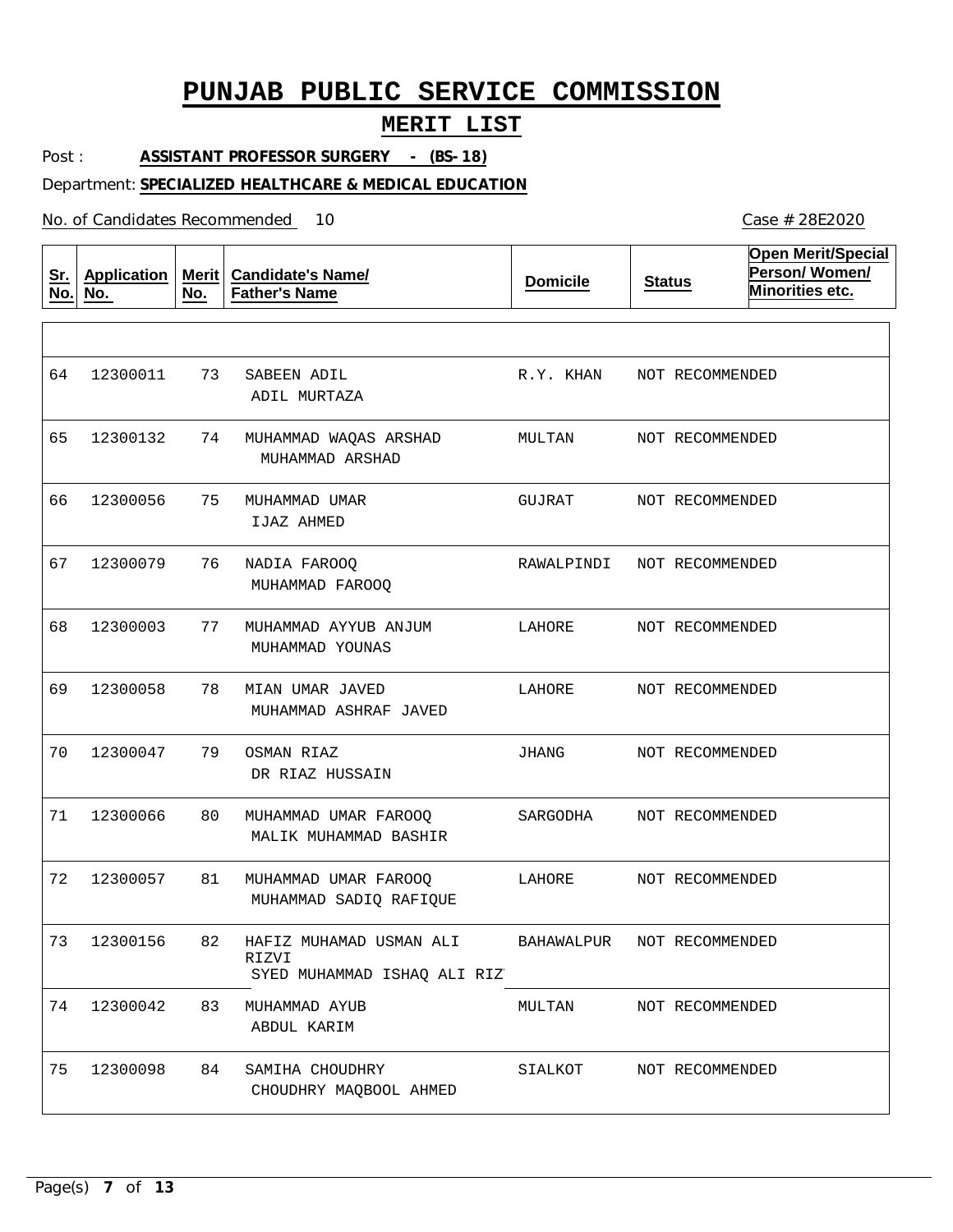# PUNJAB PUBLIC SERVICE COMMISSION

## MERIT LIST

Post : **ASSISTANT PROFESSOR SURGERY - (BS-18)**

Department: **SPECIALIZED HEALTHCARE & MEDICAL EDUCATION**

No. of Candidates Recommended 10

Case # 28E2020

| Sr. No. | Application No. | Merit No. | Candidate's Name/ Father's Name | Domicile | Status | Open Merit/Special Person/ Women/ Minorities etc. |
|---|---|---|---|---|---|---|
| 64 | 12300011 | 73 | SABEEN ADIL<br>ADIL MURTAZA | R.Y. KHAN | NOT RECOMMENDED | |
| 65 | 12300132 | 74 | MUHAMMAD WAQAS ARSHAD<br>MUHAMMAD ARSHAD | MULTAN | NOT RECOMMENDED | |
| 66 | 12300056 | 75 | MUHAMMAD UMAR<br>IJAZ AHMED | GUJRAT | NOT RECOMMENDED | |
| 67 | 12300079 | 76 | NADIA FAROOQ<br>MUHAMMAD FAROOQ | RAWALPINDI | NOT RECOMMENDED | |
| 68 | 12300003 | 77 | MUHAMMAD AYYUB ANJUM<br>MUHAMMAD YOUNAS | LAHORE | NOT RECOMMENDED | |
| 69 | 12300058 | 78 | MIAN UMAR JAVED<br>MUHAMMAD ASHRAF JAVED | LAHORE | NOT RECOMMENDED | |
| 70 | 12300047 | 79 | OSMAN RIAZ<br>DR RIAZ HUSSAIN | JHANG | NOT RECOMMENDED | |
| 71 | 12300066 | 80 | MUHAMMAD UMAR FAROOQ<br>MALIK MUHAMMAD BASHIR | SARGODHA | NOT RECOMMENDED | |
| 72 | 12300057 | 81 | MUHAMMAD UMAR FAROOQ<br>MUHAMMAD SADIQ RAFIQUE | LAHORE | NOT RECOMMENDED | |
| 73 | 12300156 | 82 | HAFIZ MUHAMAD USMAN ALI RIZVI<br>SYED MUHAMMAD ISHAQ ALI RIZ | BAHAWALPUR | NOT RECOMMENDED | |
| 74 | 12300042 | 83 | MUHAMMAD AYUB<br>ABDUL KARIM | MULTAN | NOT RECOMMENDED | |
| 75 | 12300098 | 84 | SAMIHA CHOUDHRY<br>CHOUDHRY MAQBOOL AHMED | SIALKOT | NOT RECOMMENDED | |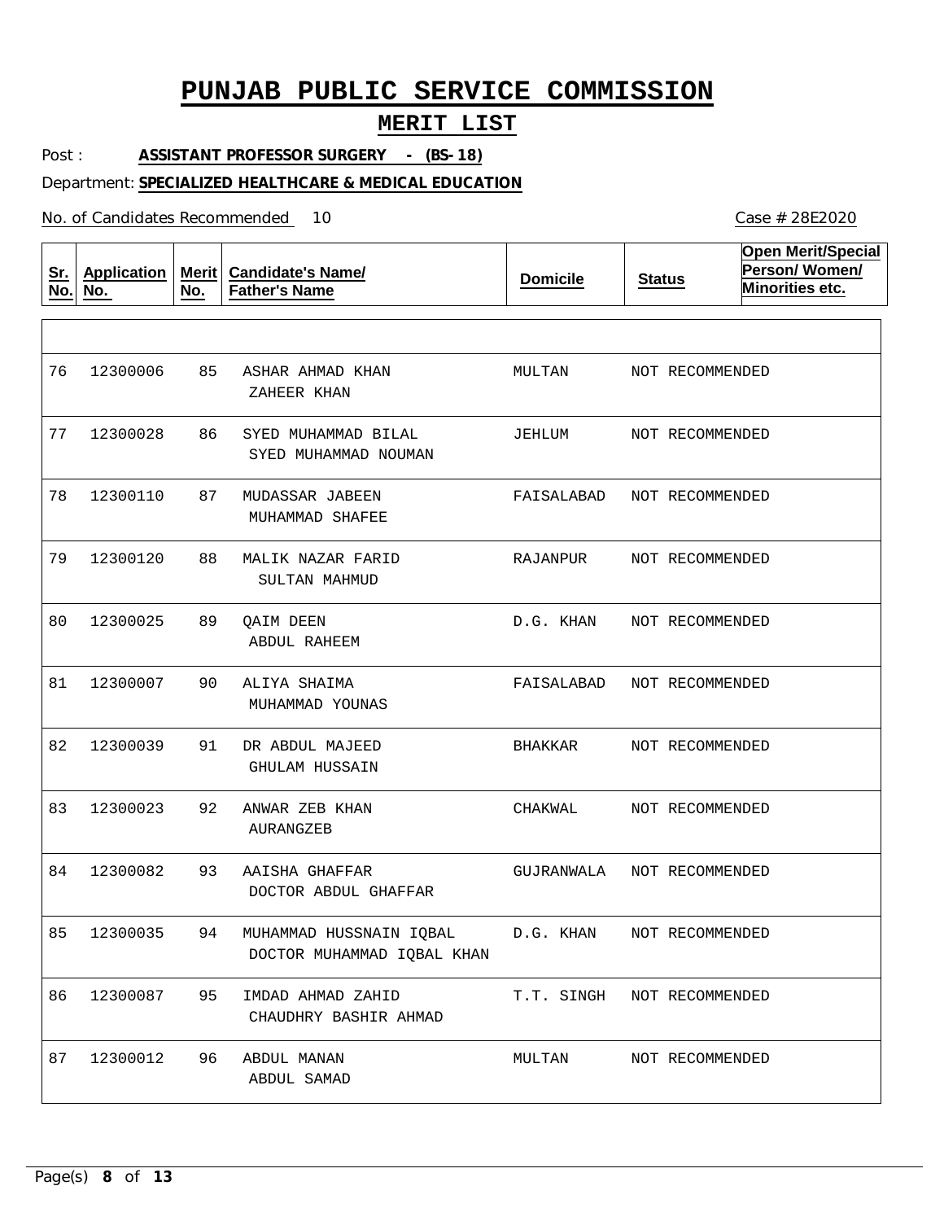# PUNJAB PUBLIC SERVICE COMMISSION

## MERIT LIST

Post : **ASSISTANT PROFESSOR SURGERY - (BS-18)**

Department: **SPECIALIZED HEALTHCARE & MEDICAL EDUCATION**

No. of Candidates Recommended 10

Case # 28E2020

| Sr. No. | Application No. | Merit No. | Candidate's Name/ Father's Name | Domicile | Status | Open Merit/Special Person/ Women/ Minorities etc. |
|---|---|---|---|---|---|---|
| 76 | 12300006 | 85 | ASHAR AHMAD KHAN / ZAHEER KHAN | MULTAN | NOT RECOMMENDED | |
| 77 | 12300028 | 86 | SYED MUHAMMAD BILAL / SYED MUHAMMAD NOUMAN | JEHLUM | NOT RECOMMENDED | |
| 78 | 12300110 | 87 | MUDASSAR JABEEN / MUHAMMAD SHAFEE | FAISALABAD | NOT RECOMMENDED | |
| 79 | 12300120 | 88 | MALIK NAZAR FARID / SULTAN MAHMUD | RAJANPUR | NOT RECOMMENDED | |
| 80 | 12300025 | 89 | QAIM DEEN / ABDUL RAHEEM | D.G. KHAN | NOT RECOMMENDED | |
| 81 | 12300007 | 90 | ALIYA SHAIMA / MUHAMMAD YOUNAS | FAISALABAD | NOT RECOMMENDED | |
| 82 | 12300039 | 91 | DR ABDUL MAJEED / GHULAM HUSSAIN | BHAKKAR | NOT RECOMMENDED | |
| 83 | 12300023 | 92 | ANWAR ZEB KHAN / AURANGZEB | CHAKWAL | NOT RECOMMENDED | |
| 84 | 12300082 | 93 | AAISHA GHAFFAR / DOCTOR ABDUL GHAFFAR | GUJRANWALA | NOT RECOMMENDED | |
| 85 | 12300035 | 94 | MUHAMMAD HUSSNAIN IQBAL / DOCTOR MUHAMMAD IQBAL KHAN | D.G. KHAN | NOT RECOMMENDED | |
| 86 | 12300087 | 95 | IMDAD AHMAD ZAHID / CHAUDHRY BASHIR AHMAD | T.T. SINGH | NOT RECOMMENDED | |
| 87 | 12300012 | 96 | ABDUL MANAN / ABDUL SAMAD | MULTAN | NOT RECOMMENDED | |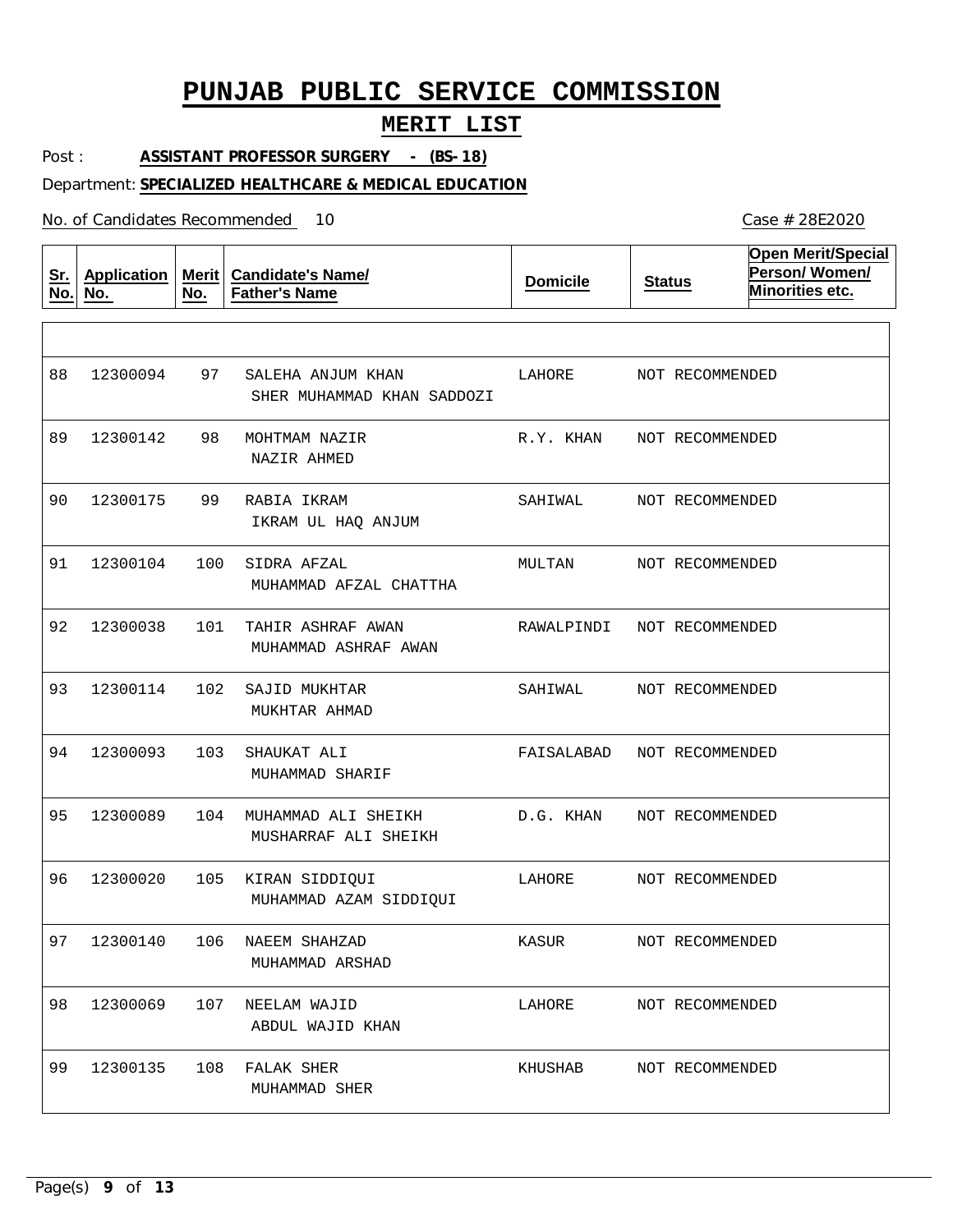# PUNJAB PUBLIC SERVICE COMMISSION

## MERIT LIST

Post : **ASSISTANT PROFESSOR SURGERY - (BS-18)**

Department: **SPECIALIZED HEALTHCARE & MEDICAL EDUCATION**

No. of Candidates Recommended 10

Case # 28E2020

| Sr. No. | Application No. | Merit No. | Candidate's Name/ Father's Name | Domicile | Status | Open Merit/Special Person/ Women/ Minorities etc. |
|---|---|---|---|---|---|---|
| 88 | 12300094 | 97 | SALEHA ANJUM KHAN<br>SHER MUHAMMAD KHAN SADDOZI | LAHORE | NOT RECOMMENDED | |
| 89 | 12300142 | 98 | MOHTMAM NAZIR<br>NAZIR AHMED | R.Y. KHAN | NOT RECOMMENDED | |
| 90 | 12300175 | 99 | RABIA IKRAM<br>IKRAM UL HAQ ANJUM | SAHIWAL | NOT RECOMMENDED | |
| 91 | 12300104 | 100 | SIDRA AFZAL<br>MUHAMMAD AFZAL CHATTHA | MULTAN | NOT RECOMMENDED | |
| 92 | 12300038 | 101 | TAHIR ASHRAF AWAN<br>MUHAMMAD ASHRAF AWAN | RAWALPINDI | NOT RECOMMENDED | |
| 93 | 12300114 | 102 | SAJID MUKHTAR<br>MUKHTAR AHMAD | SAHIWAL | NOT RECOMMENDED | |
| 94 | 12300093 | 103 | SHAUKAT ALI<br>MUHAMMAD SHARIF | FAISALABAD | NOT RECOMMENDED | |
| 95 | 12300089 | 104 | MUHAMMAD ALI SHEIKH<br>MUSHARRAF ALI SHEIKH | D.G. KHAN | NOT RECOMMENDED | |
| 96 | 12300020 | 105 | KIRAN SIDDIQUI<br>MUHAMMAD AZAM SIDDIQUI | LAHORE | NOT RECOMMENDED | |
| 97 | 12300140 | 106 | NAEEM SHAHZAD<br>MUHAMMAD ARSHAD | KASUR | NOT RECOMMENDED | |
| 98 | 12300069 | 107 | NEELAM WAJID<br>ABDUL WAJID KHAN | LAHORE | NOT RECOMMENDED | |
| 99 | 12300135 | 108 | FALAK SHER<br>MUHAMMAD SHER | KHUSHAB | NOT RECOMMENDED | |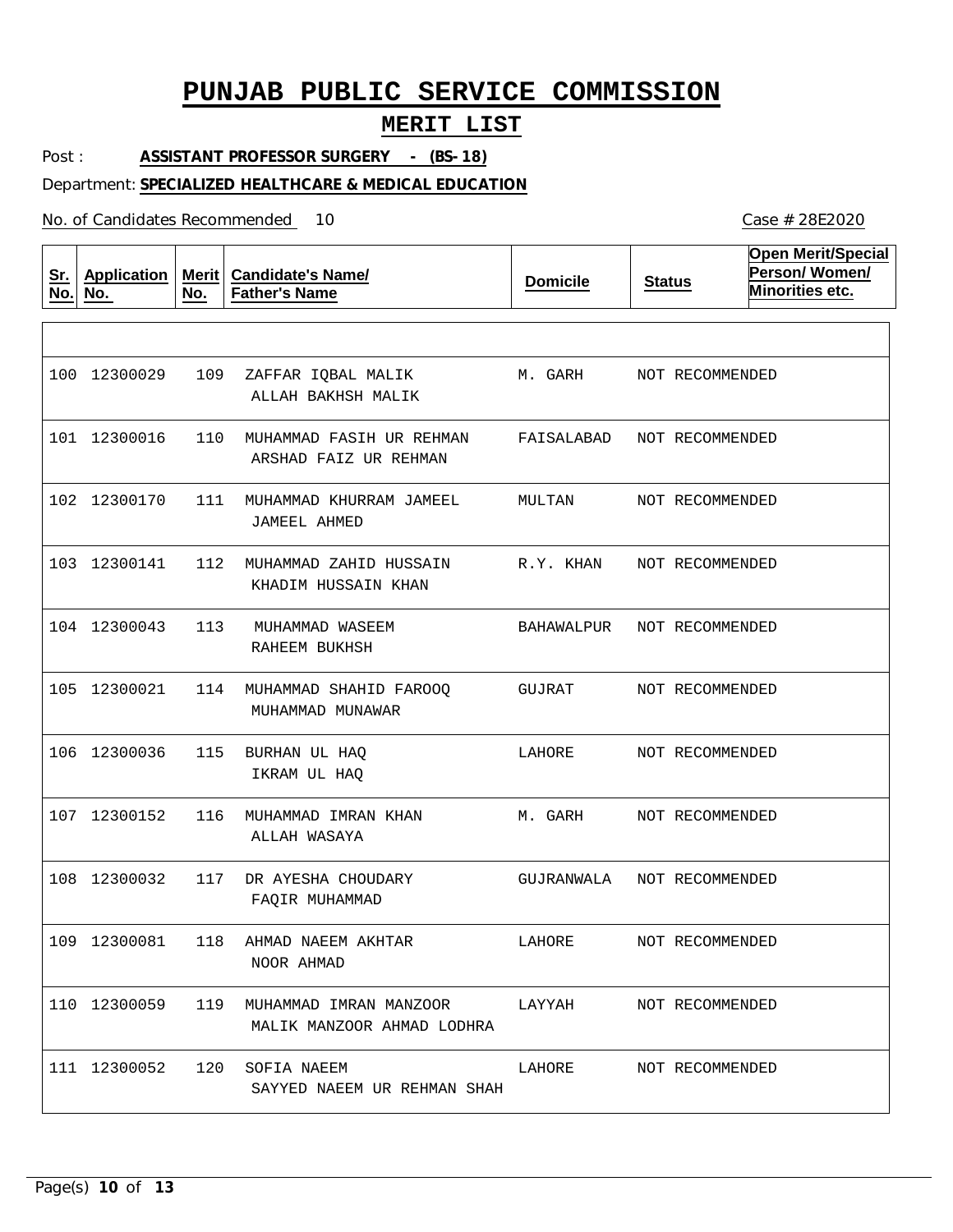# PUNJAB PUBLIC SERVICE COMMISSION

## MERIT LIST

Post : **ASSISTANT PROFESSOR SURGERY - (BS-18)**

Department: **SPECIALIZED HEALTHCARE & MEDICAL EDUCATION**

No. of Candidates Recommended 10

Case # 28E2020

| Sr. No. | Application No. | Merit No. | Candidate's Name/ Father's Name | Domicile | Status | Open Merit/Special Person/ Women/ Minorities etc. |
|---|---|---|---|---|---|---|
| 100 | 12300029 | 109 | ZAFFAR IQBAL MALIK<br>ALLAH BAKHSH MALIK | M. GARH | NOT RECOMMENDED | |
| 101 | 12300016 | 110 | MUHAMMAD FASIH UR REHMAN<br>ARSHAD FAIZ UR REHMAN | FAISALABAD | NOT RECOMMENDED | |
| 102 | 12300170 | 111 | MUHAMMAD KHURRAM JAMEEL<br>JAMEEL AHMED | MULTAN | NOT RECOMMENDED | |
| 103 | 12300141 | 112 | MUHAMMAD ZAHID HUSSAIN<br>KHADIM HUSSAIN KHAN | R.Y. KHAN | NOT RECOMMENDED | |
| 104 | 12300043 | 113 | MUHAMMAD WASEEM<br>RAHEEM BUKHSH | BAHAWALPUR | NOT RECOMMENDED | |
| 105 | 12300021 | 114 | MUHAMMAD SHAHID FAROOQ<br>MUHAMMAD MUNAWAR | GUJRAT | NOT RECOMMENDED | |
| 106 | 12300036 | 115 | BURHAN UL HAQ<br>IKRAM UL HAQ | LAHORE | NOT RECOMMENDED | |
| 107 | 12300152 | 116 | MUHAMMAD IMRAN KHAN<br>ALLAH WASAYA | M. GARH | NOT RECOMMENDED | |
| 108 | 12300032 | 117 | DR AYESHA CHOUDARY<br>FAQIR MUHAMMAD | GUJRANWALA | NOT RECOMMENDED | |
| 109 | 12300081 | 118 | AHMAD NAEEM AKHTAR<br>NOOR AHMAD | LAHORE | NOT RECOMMENDED | |
| 110 | 12300059 | 119 | MUHAMMAD IMRAN MANZOOR<br>MALIK MANZOOR AHMAD LODHRA | LAYYAH | NOT RECOMMENDED | |
| 111 | 12300052 | 120 | SOFIA NAEEM<br>SAYYED NAEEM UR REHMAN SHAH | LAHORE | NOT RECOMMENDED | |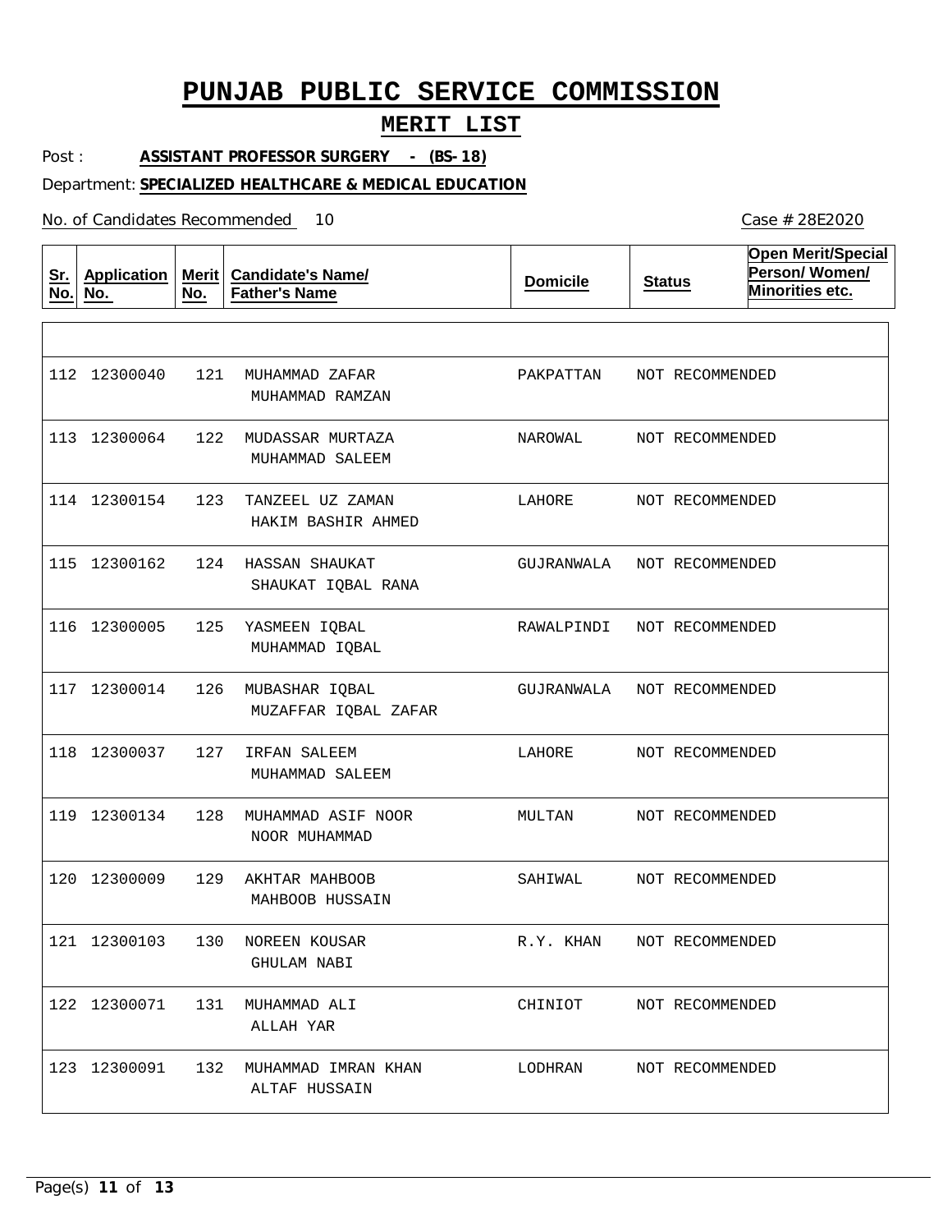# PUNJAB PUBLIC SERVICE COMMISSION

## MERIT LIST

Post : **ASSISTANT PROFESSOR SURGERY - (BS-18)**

Department: **SPECIALIZED HEALTHCARE & MEDICAL EDUCATION**

No. of Candidates Recommended 10

Case # 28E2020

| Sr. No. | Application No. | Merit No. | Candidate's Name/ Father's Name | Domicile | Status | Open Merit/Special Person/ Women/ Minorities etc. |
|---|---|---|---|---|---|---|
| 112 | 12300040 | 121 | MUHAMMAD ZAFAR<br>MUHAMMAD RAMZAN | PAKPATTAN | NOT RECOMMENDED | |
| 113 | 12300064 | 122 | MUDASSAR MURTAZA<br>MUHAMMAD SALEEM | NAROWAL | NOT RECOMMENDED | |
| 114 | 12300154 | 123 | TANZEEL UZ ZAMAN<br>HAKIM BASHIR AHMED | LAHORE | NOT RECOMMENDED | |
| 115 | 12300162 | 124 | HASSAN SHAUKAT<br>SHAUKAT IQBAL RANA | GUJRANWALA | NOT RECOMMENDED | |
| 116 | 12300005 | 125 | YASMEEN IQBAL<br>MUHAMMAD IQBAL | RAWALPINDI | NOT RECOMMENDED | |
| 117 | 12300014 | 126 | MUBASHAR IQBAL<br>MUZAFFAR IQBAL ZAFAR | GUJRANWALA | NOT RECOMMENDED | |
| 118 | 12300037 | 127 | IRFAN SALEEM<br>MUHAMMAD SALEEM | LAHORE | NOT RECOMMENDED | |
| 119 | 12300134 | 128 | MUHAMMAD ASIF NOOR<br>NOOR MUHAMMAD | MULTAN | NOT RECOMMENDED | |
| 120 | 12300009 | 129 | AKHTAR MAHBOOB<br>MAHBOOB HUSSAIN | SAHIWAL | NOT RECOMMENDED | |
| 121 | 12300103 | 130 | NOREEN KOUSAR<br>GHULAM NABI | R.Y. KHAN | NOT RECOMMENDED | |
| 122 | 12300071 | 131 | MUHAMMAD ALI<br>ALLAH YAR | CHINIOT | NOT RECOMMENDED | |
| 123 | 12300091 | 132 | MUHAMMAD IMRAN KHAN<br>ALTAF HUSSAIN | LODHRAN | NOT RECOMMENDED | |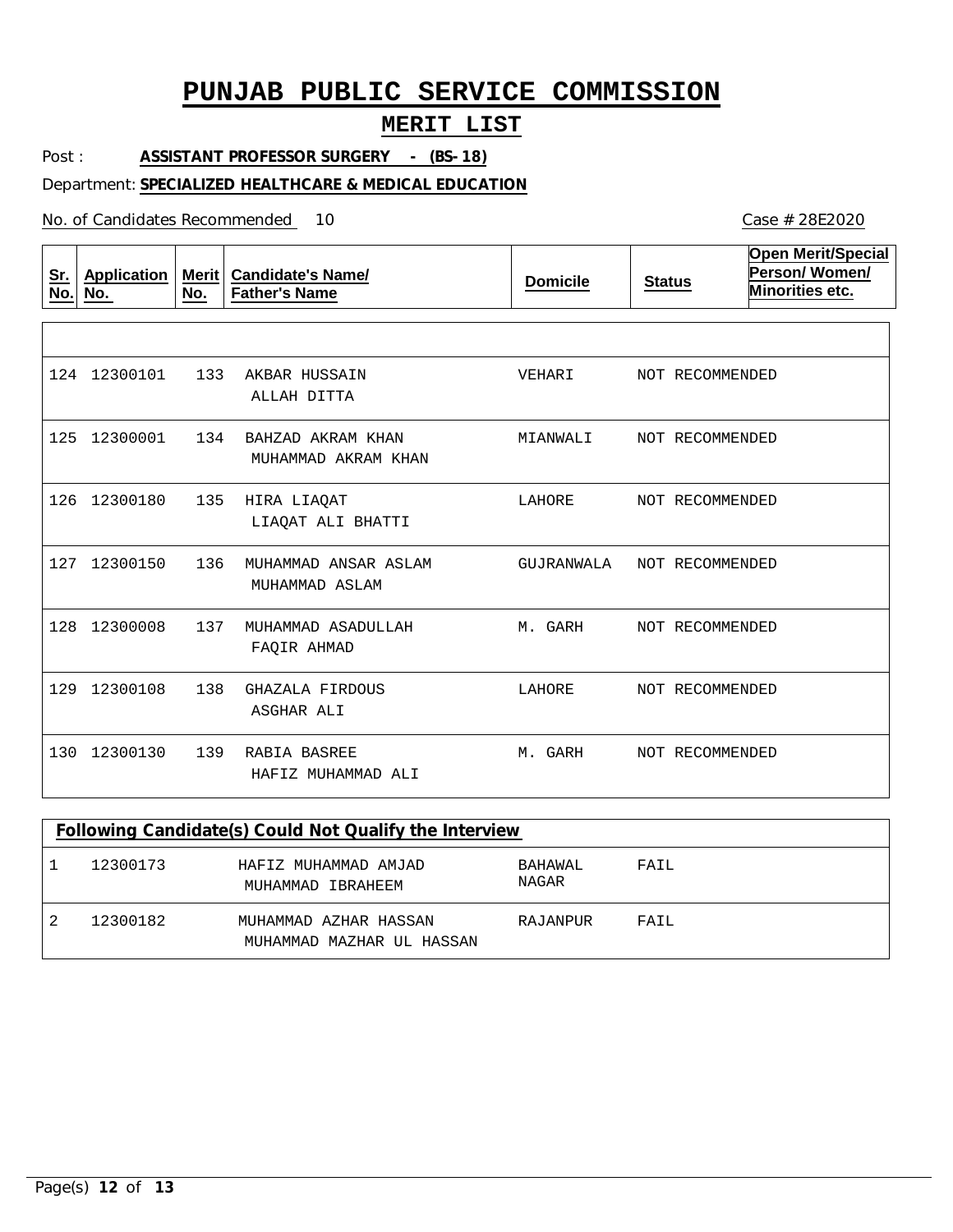# PUNJAB PUBLIC SERVICE COMMISSION

## MERIT LIST

Post : **ASSISTANT PROFESSOR SURGERY - (BS-18)**

Department: **SPECIALIZED HEALTHCARE & MEDICAL EDUCATION**

No. of Candidates Recommended 10

Case # 28E2020

| Sr. No. | Application No. | Merit No. | Candidate's Name/ Father's Name | Domicile | Status | Open Merit/Special Person/ Women/ Minorities etc. |
|---|---|---|---|---|---|---|
| 124 | 12300101 | 133 | AKBAR HUSSAIN<br>ALLAH DITTA | VEHARI | NOT RECOMMENDED | |
| 125 | 12300001 | 134 | BAHZAD AKRAM KHAN<br>MUHAMMAD AKRAM KHAN | MIANWALI | NOT RECOMMENDED | |
| 126 | 12300180 | 135 | HIRA LIAQAT<br>LIAQAT ALI BHATTI | LAHORE | NOT RECOMMENDED | |
| 127 | 12300150 | 136 | MUHAMMAD ANSAR ASLAM<br>MUHAMMAD ASLAM | GUJRANWALA | NOT RECOMMENDED | |
| 128 | 12300008 | 137 | MUHAMMAD ASADULLAH<br>FAQIR AHMAD | M. GARH | NOT RECOMMENDED | |
| 129 | 12300108 | 138 | GHAZALA FIRDOUS<br>ASGHAR ALI | LAHORE | NOT RECOMMENDED | |
| 130 | 12300130 | 139 | RABIA BASREE<br>HAFIZ MUHAMMAD ALI | M. GARH | NOT RECOMMENDED | |

**Following Candidate(s) Could Not Qualify the Interview**

| Sr. No. | Application No. | Candidate's Name/ Father's Name | Domicile | Status |
|---|---|---|---|---|
| 1 | 12300173 | HAFIZ MUHAMMAD AMJAD<br>MUHAMMAD IBRAHEEM | BAHAWAL NAGAR | FAIL |
| 2 | 12300182 | MUHAMMAD AZHAR HASSAN<br>MUHAMMAD MAZHAR UL HASSAN | RAJANPUR | FAIL |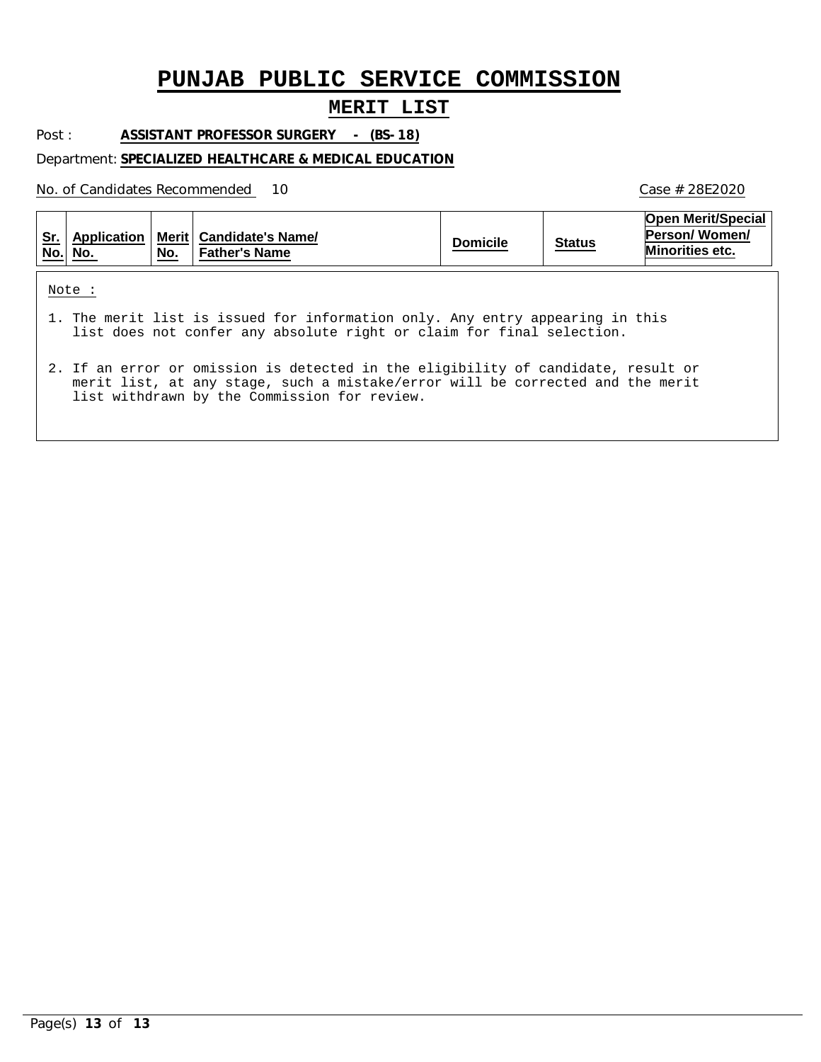# PUNJAB PUBLIC SERVICE COMMISSION

## MERIT LIST

Post : **ASSISTANT PROFESSOR SURGERY - (BS-18)**

Department: **SPECIALIZED HEALTHCARE & MEDICAL EDUCATION**

No. of Candidates Recommended 10

Case # 28E2020

| Sr. No. | Application No. | Merit No. | Candidate's Name/ Father's Name | Domicile | Status | Open Merit/Special Person/ Women/ Minorities etc. |
|---|---|---|---|---|---|---|

Note :

1. The merit list is issued for information only. Any entry appearing in this list does not confer any absolute right or claim for final selection.

2. If an error or omission is detected in the eligibility of candidate, result or merit list, at any stage, such a mistake/error will be corrected and the merit list withdrawn by the Commission for review.